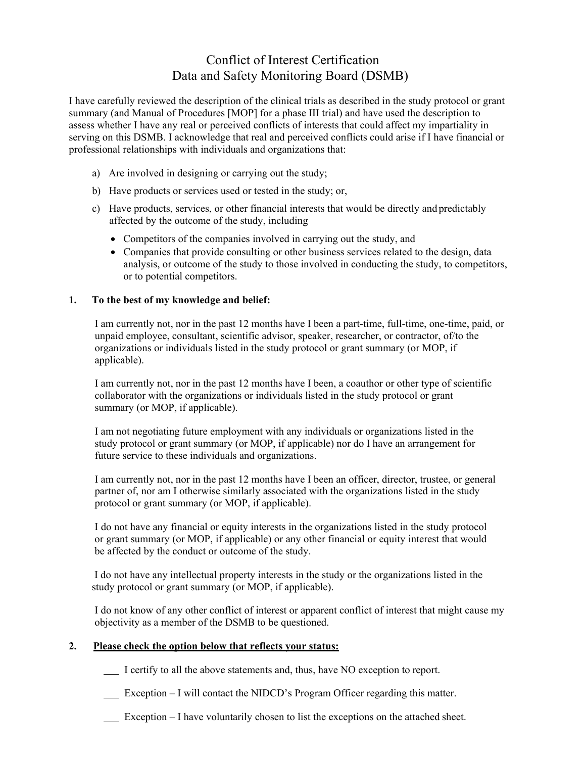# Conflict of Interest Certification
# Data and Safety Monitoring Board (DSMB)

I have carefully reviewed the description of the clinical trials as described in the study protocol or grant summary (and Manual of Procedures [MOP] for a phase III trial) and have used the description to assess whether I have any real or perceived conflicts of interests that could affect my impartiality in serving on this DSMB. I acknowledge that real and perceived conflicts could arise if I have financial or professional relationships with individuals and organizations that:

a) Are involved in designing or carrying out the study;

b) Have products or services used or tested in the study; or,

c) Have products, services, or other financial interests that would be directly and predictably affected by the outcome of the study, including

- Competitors of the companies involved in carrying out the study, and
- Companies that provide consulting or other business services related to the design, data analysis, or outcome of the study to those involved in conducting the study, to competitors, or to potential competitors.

**1. To the best of my knowledge and belief:**

I am currently not, nor in the past 12 months have I been a part-time, full-time, one-time, paid, or unpaid employee, consultant, scientific advisor, speaker, researcher, or contractor, of/to the organizations or individuals listed in the study protocol or grant summary (or MOP, if applicable).

I am currently not, nor in the past 12 months have I been, a coauthor or other type of scientific collaborator with the organizations or individuals listed in the study protocol or grant summary (or MOP, if applicable).

I am not negotiating future employment with any individuals or organizations listed in the study protocol or grant summary (or MOP, if applicable) nor do I have an arrangement for future service to these individuals and organizations.

I am currently not, nor in the past 12 months have I been an officer, director, trustee, or general partner of, nor am I otherwise similarly associated with the organizations listed in the study protocol or grant summary (or MOP, if applicable).

I do not have any financial or equity interests in the organizations listed in the study protocol or grant summary (or MOP, if applicable) or any other financial or equity interest that would be affected by the conduct or outcome of the study.

I do not have any intellectual property interests in the study or the organizations listed in the study protocol or grant summary (or MOP, if applicable).

I do not know of any other conflict of interest or apparent conflict of interest that might cause my objectivity as a member of the DSMB to be questioned.

**2. <u>Please check the option below that reflects your status:</u>**

___ I certify to all the above statements and, thus, have NO exception to report.

___ Exception – I will contact the NIDCD's Program Officer regarding this matter.

___ Exception – I have voluntarily chosen to list the exceptions on the attached sheet.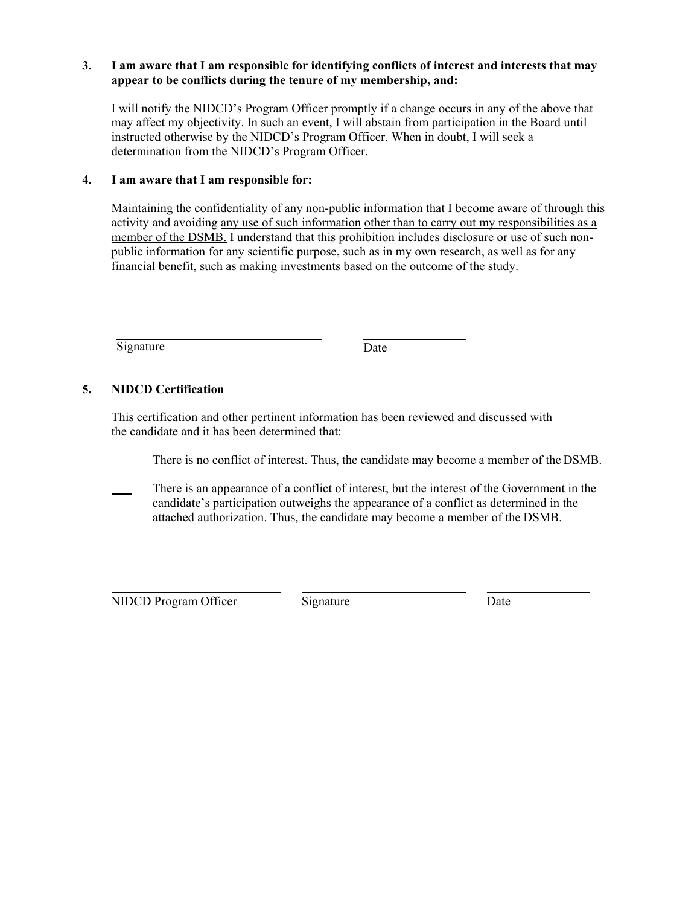3. **I am aware that I am responsible for identifying conflicts of interest and interests that may appear to be conflicts during the tenure of my membership, and:**

   I will notify the NIDCD's Program Officer promptly if a change occurs in any of the above that may affect my objectivity. In such an event, I will abstain from participation in the Board until instructed otherwise by the NIDCD's Program Officer. When in doubt, I will seek a determination from the NIDCD's Program Officer.

4. **I am aware that I am responsible for:**

   Maintaining the confidentiality of any non-public information that I become aware of through this activity and avoiding <u>any use of such information</u> <u>other than to carry out my responsibilities as a member of the DSMB.</u> I understand that this prohibition includes disclosure or use of such non-public information for any scientific purpose, such as in my own research, as well as for any financial benefit, such as making investments based on the outcome of the study.

\_\_\_\_\_\_\_\_\_\_\_\_\_\_\_\_\_\_\_\_\_\_\_\_\_\_\_\_\_\_ \_\_\_\_\_\_\_\_\_\_\_\_\_\_\_\_
Signature Date

5. **NIDCD Certification**

   This certification and other pertinent information has been reviewed and discussed with the candidate and it has been determined that:

   \_\_\_ There is no conflict of interest. Thus, the candidate may become a member of the DSMB.

   \_\_\_ There is an appearance of a conflict of interest, but the interest of the Government in the candidate's participation outweighs the appearance of a conflict as determined in the attached authorization. Thus, the candidate may become a member of the DSMB.

\_\_\_\_\_\_\_\_\_\_\_\_\_\_\_\_\_\_\_\_\_\_\_\_ \_\_\_\_\_\_\_\_\_\_\_\_\_\_\_\_\_\_\_\_\_\_\_\_ \_\_\_\_\_\_\_\_\_\_\_\_\_\_\_\_
NIDCD Program Officer Signature Date